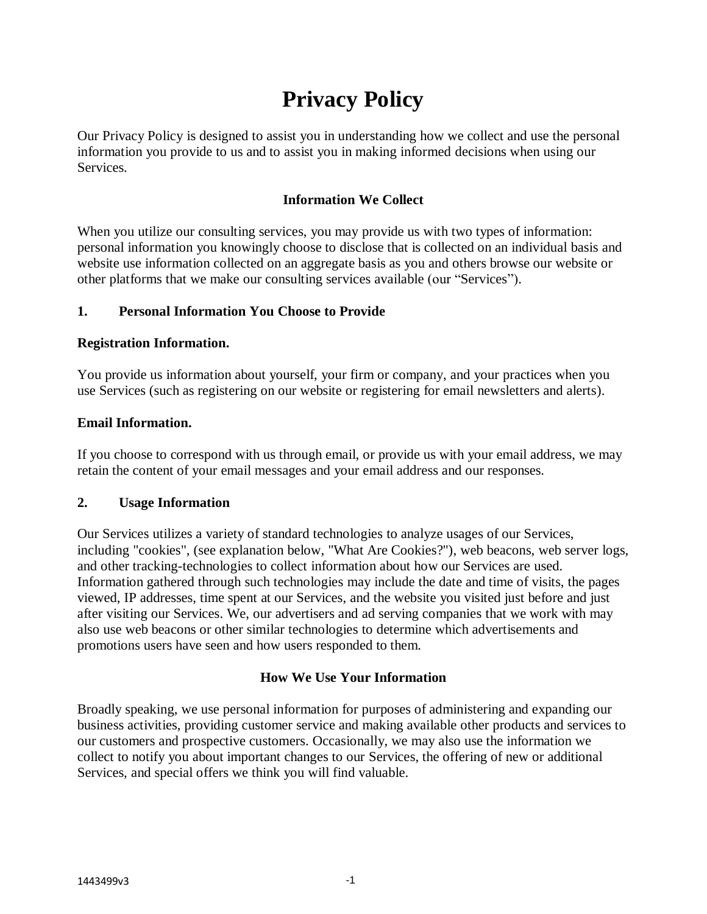# Privacy Policy

Our Privacy Policy is designed to assist you in understanding how we collect and use the personal information you provide to us and to assist you in making informed decisions when using our Services.

## Information We Collect

When you utilize our consulting services, you may provide us with two types of information: personal information you knowingly choose to disclose that is collected on an individual basis and website use information collected on an aggregate basis as you and others browse our website or other platforms that we make our consulting services available (our "Services").

### 1. Personal Information You Choose to Provide

**Registration Information.**

You provide us information about yourself, your firm or company, and your practices when you use Services (such as registering on our website or registering for email newsletters and alerts).

**Email Information.**

If you choose to correspond with us through email, or provide us with your email address, we may retain the content of your email messages and your email address and our responses.

### 2. Usage Information

Our Services utilizes a variety of standard technologies to analyze usages of our Services, including "cookies", (see explanation below, "What Are Cookies?"), web beacons, web server logs, and other tracking-technologies to collect information about how our Services are used. Information gathered through such technologies may include the date and time of visits, the pages viewed, IP addresses, time spent at our Services, and the website you visited just before and just after visiting our Services. We, our advertisers and ad serving companies that we work with may also use web beacons or other similar technologies to determine which advertisements and promotions users have seen and how users responded to them.

## How We Use Your Information

Broadly speaking, we use personal information for purposes of administering and expanding our business activities, providing customer service and making available other products and services to our customers and prospective customers. Occasionally, we may also use the information we collect to notify you about important changes to our Services, the offering of new or additional Services, and special offers we think you will find valuable.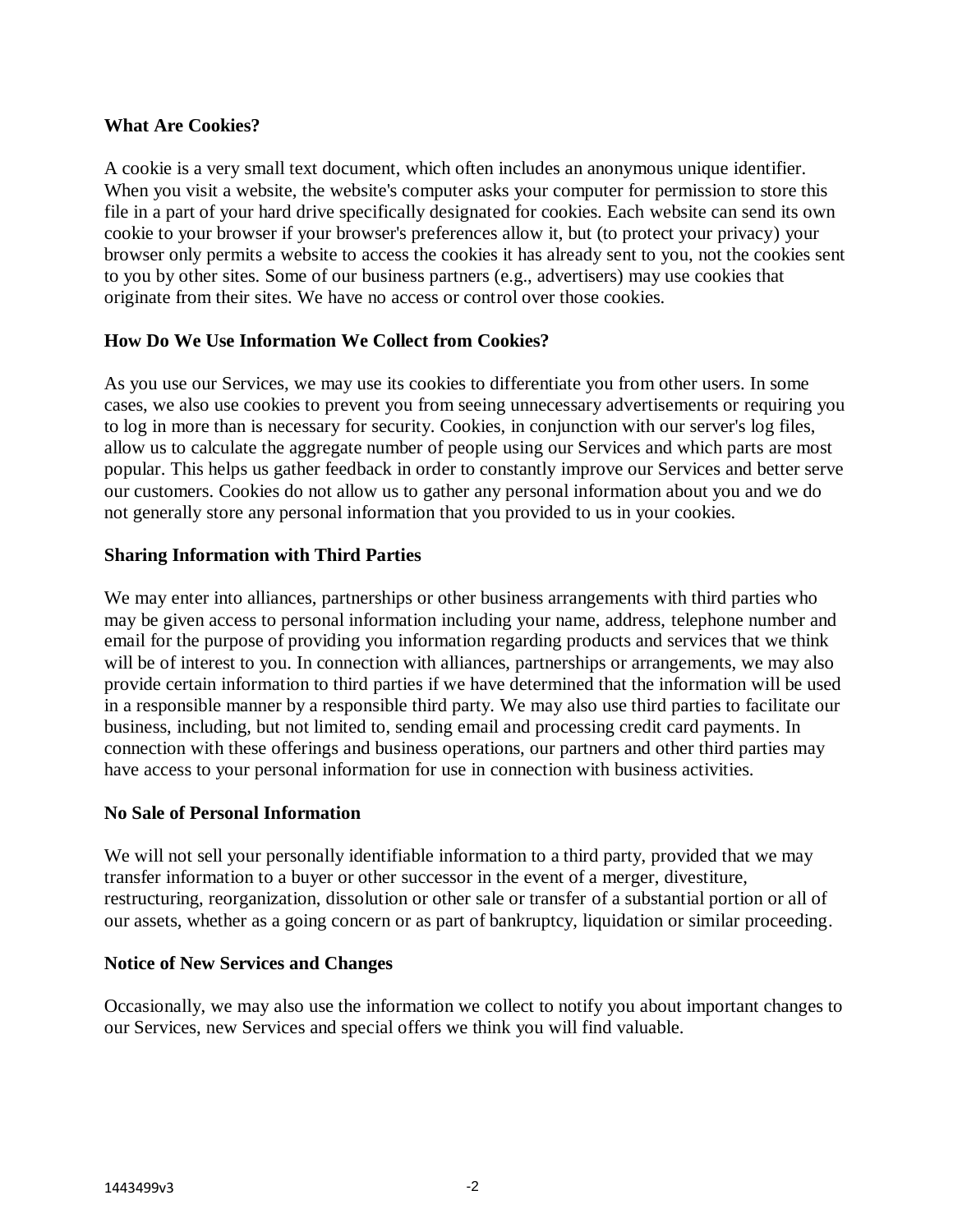**What Are Cookies?**

A cookie is a very small text document, which often includes an anonymous unique identifier. When you visit a website, the website's computer asks your computer for permission to store this file in a part of your hard drive specifically designated for cookies. Each website can send its own cookie to your browser if your browser's preferences allow it, but (to protect your privacy) your browser only permits a website to access the cookies it has already sent to you, not the cookies sent to you by other sites. Some of our business partners (e.g., advertisers) may use cookies that originate from their sites. We have no access or control over those cookies.

**How Do We Use Information We Collect from Cookies?**

As you use our Services, we may use its cookies to differentiate you from other users. In some cases, we also use cookies to prevent you from seeing unnecessary advertisements or requiring you to log in more than is necessary for security. Cookies, in conjunction with our server's log files, allow us to calculate the aggregate number of people using our Services and which parts are most popular. This helps us gather feedback in order to constantly improve our Services and better serve our customers. Cookies do not allow us to gather any personal information about you and we do not generally store any personal information that you provided to us in your cookies.

**Sharing Information with Third Parties**

We may enter into alliances, partnerships or other business arrangements with third parties who may be given access to personal information including your name, address, telephone number and email for the purpose of providing you information regarding products and services that we think will be of interest to you. In connection with alliances, partnerships or arrangements, we may also provide certain information to third parties if we have determined that the information will be used in a responsible manner by a responsible third party. We may also use third parties to facilitate our business, including, but not limited to, sending email and processing credit card payments. In connection with these offerings and business operations, our partners and other third parties may have access to your personal information for use in connection with business activities.

**No Sale of Personal Information**

We will not sell your personally identifiable information to a third party, provided that we may transfer information to a buyer or other successor in the event of a merger, divestiture, restructuring, reorganization, dissolution or other sale or transfer of a substantial portion or all of our assets, whether as a going concern or as part of bankruptcy, liquidation or similar proceeding.

**Notice of New Services and Changes**

Occasionally, we may also use the information we collect to notify you about important changes to our Services, new Services and special offers we think you will find valuable.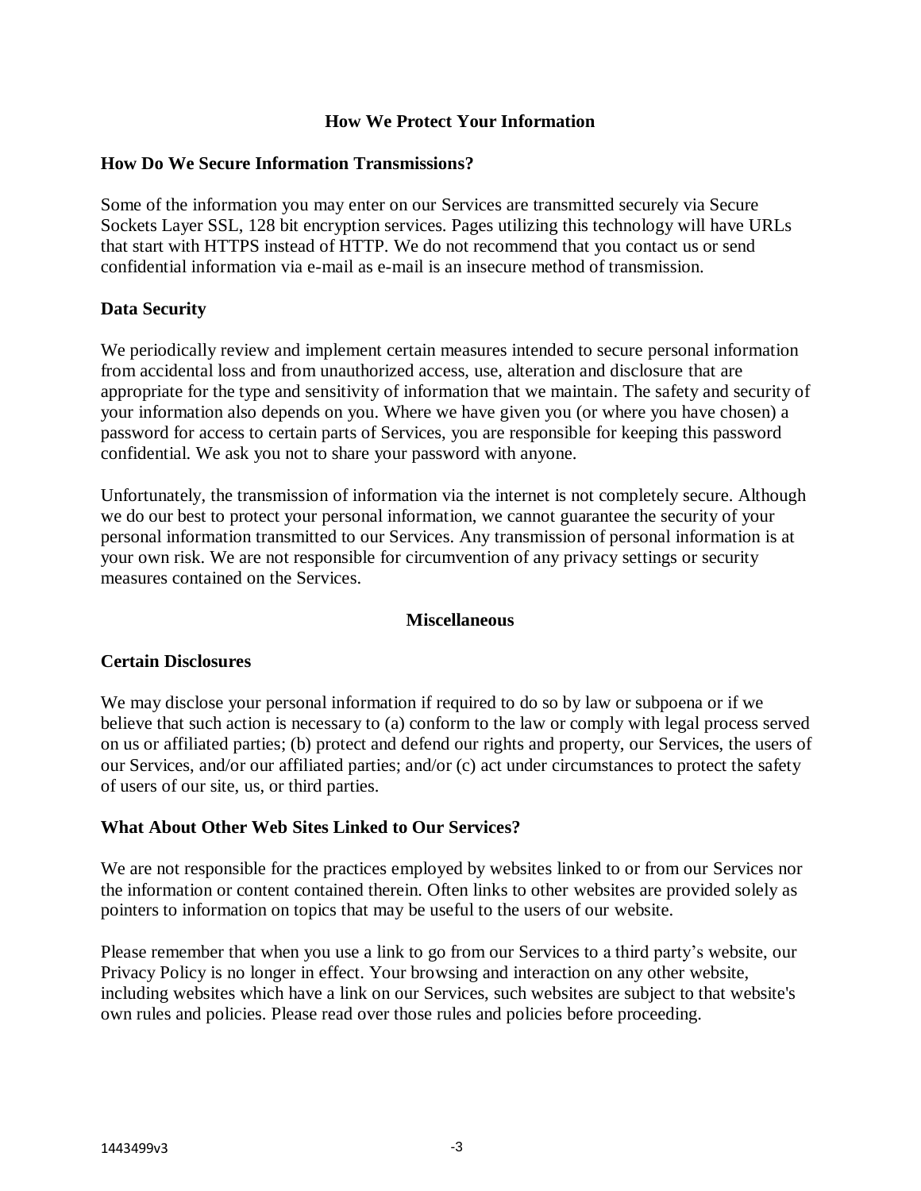## How We Protect Your Information

### How Do We Secure Information Transmissions?

Some of the information you may enter on our Services are transmitted securely via Secure Sockets Layer SSL, 128 bit encryption services. Pages utilizing this technology will have URLs that start with HTTPS instead of HTTP. We do not recommend that you contact us or send confidential information via e-mail as e-mail is an insecure method of transmission.

### Data Security

We periodically review and implement certain measures intended to secure personal information from accidental loss and from unauthorized access, use, alteration and disclosure that are appropriate for the type and sensitivity of information that we maintain. The safety and security of your information also depends on you. Where we have given you (or where you have chosen) a password for access to certain parts of Services, you are responsible for keeping this password confidential. We ask you not to share your password with anyone.

Unfortunately, the transmission of information via the internet is not completely secure. Although we do our best to protect your personal information, we cannot guarantee the security of your personal information transmitted to our Services. Any transmission of personal information is at your own risk. We are not responsible for circumvention of any privacy settings or security measures contained on the Services.

## Miscellaneous

### Certain Disclosures

We may disclose your personal information if required to do so by law or subpoena or if we believe that such action is necessary to (a) conform to the law or comply with legal process served on us or affiliated parties; (b) protect and defend our rights and property, our Services, the users of our Services, and/or our affiliated parties; and/or (c) act under circumstances to protect the safety of users of our site, us, or third parties.

### What About Other Web Sites Linked to Our Services?

We are not responsible for the practices employed by websites linked to or from our Services nor the information or content contained therein. Often links to other websites are provided solely as pointers to information on topics that may be useful to the users of our website.

Please remember that when you use a link to go from our Services to a third party's website, our Privacy Policy is no longer in effect. Your browsing and interaction on any other website, including websites which have a link on our Services, such websites are subject to that website's own rules and policies. Please read over those rules and policies before proceeding.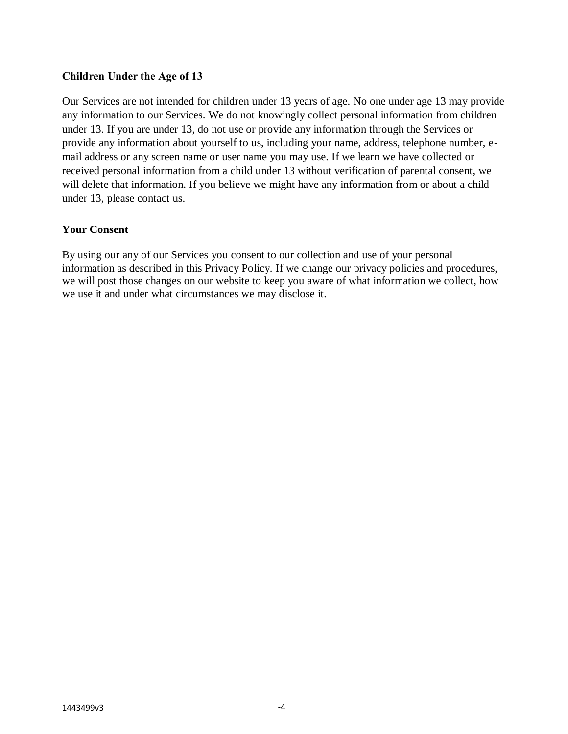**Children Under the Age of 13**

Our Services are not intended for children under 13 years of age. No one under age 13 may provide any information to our Services. We do not knowingly collect personal information from children under 13. If you are under 13, do not use or provide any information through the Services or provide any information about yourself to us, including your name, address, telephone number, e-mail address or any screen name or user name you may use. If we learn we have collected or received personal information from a child under 13 without verification of parental consent, we will delete that information. If you believe we might have any information from or about a child under 13, please contact us.

**Your Consent**

By using our any of our Services you consent to our collection and use of your personal information as described in this Privacy Policy. If we change our privacy policies and procedures, we will post those changes on our website to keep you aware of what information we collect, how we use it and under what circumstances we may disclose it.